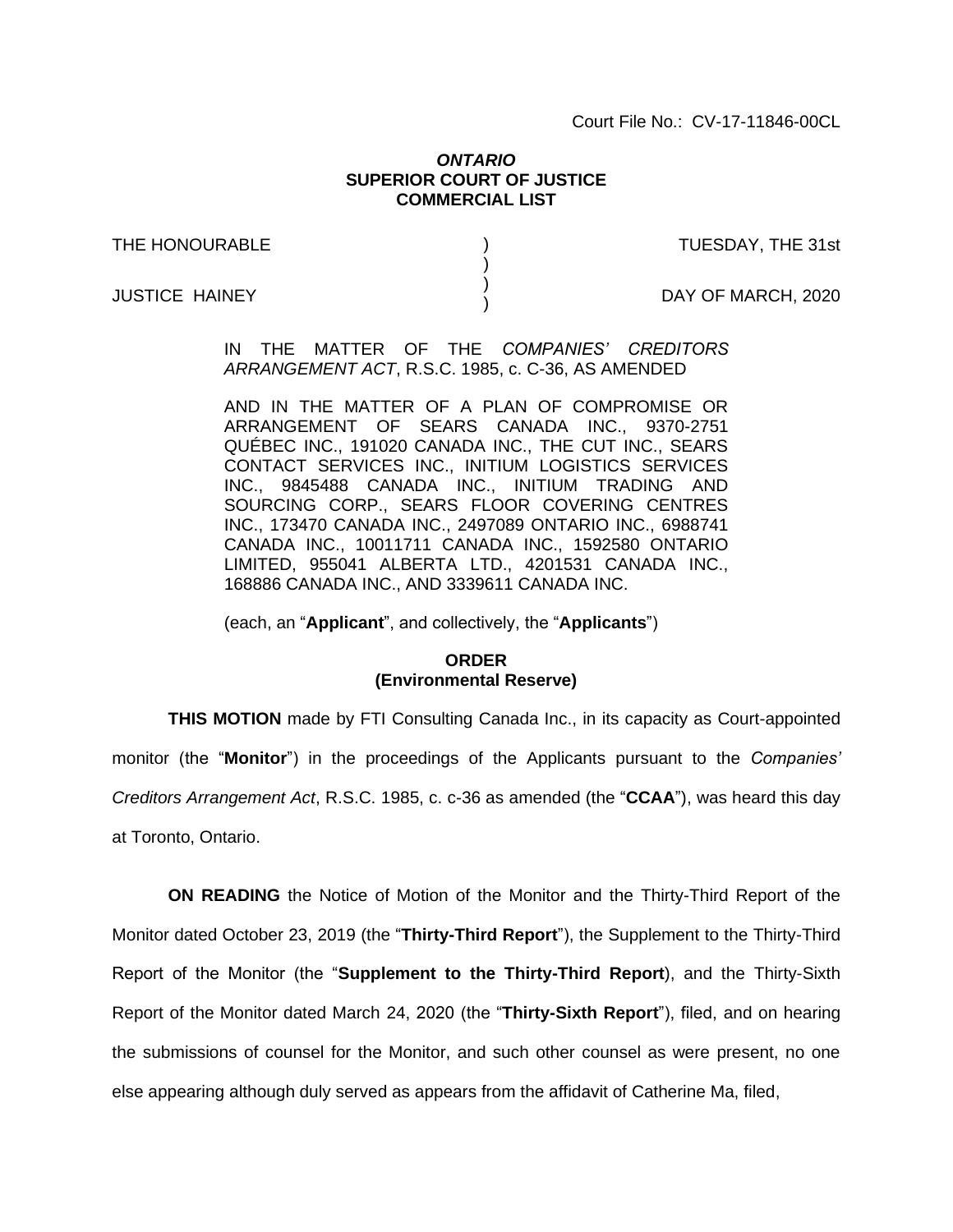Court File No.: CV-17-11846-00CL

***ONTARIO***
**SUPERIOR COURT OF JUSTICE**
**COMMERCIAL LIST**

| | | |
|---|---|---|
| THE HONOURABLE | ) | TUESDAY, THE 31st |
| | ) | |
| JUSTICE HAINEY | ) | DAY OF MARCH, 2020 |
| | ) | |

IN THE MATTER OF THE *COMPANIES' CREDITORS ARRANGEMENT ACT*, R.S.C. 1985, c. C-36, AS AMENDED

AND IN THE MATTER OF A PLAN OF COMPROMISE OR ARRANGEMENT OF SEARS CANADA INC., 9370-2751 QUÉBEC INC., 191020 CANADA INC., THE CUT INC., SEARS CONTACT SERVICES INC., INITIUM LOGISTICS SERVICES INC., 9845488 CANADA INC., INITIUM TRADING AND SOURCING CORP., SEARS FLOOR COVERING CENTRES INC., 173470 CANADA INC., 2497089 ONTARIO INC., 6988741 CANADA INC., 10011711 CANADA INC., 1592580 ONTARIO LIMITED, 955041 ALBERTA LTD., 4201531 CANADA INC., 168886 CANADA INC., AND 3339611 CANADA INC.

(each, an "**Applicant**", and collectively, the "**Applicants**")

**ORDER**
**(Environmental Reserve)**

**THIS MOTION** made by FTI Consulting Canada Inc., in its capacity as Court-appointed monitor (the "**Monitor**") in the proceedings of the Applicants pursuant to the *Companies' Creditors Arrangement Act*, R.S.C. 1985, c. c-36 as amended (the "**CCAA**"), was heard this day at Toronto, Ontario.

**ON READING** the Notice of Motion of the Monitor and the Thirty-Third Report of the Monitor dated October 23, 2019 (the "**Thirty-Third Report**"), the Supplement to the Thirty-Third Report of the Monitor (the "**Supplement to the Thirty-Third Report**), and the Thirty-Sixth Report of the Monitor dated March 24, 2020 (the "**Thirty-Sixth Report**"), filed, and on hearing the submissions of counsel for the Monitor, and such other counsel as were present, no one else appearing although duly served as appears from the affidavit of Catherine Ma, filed,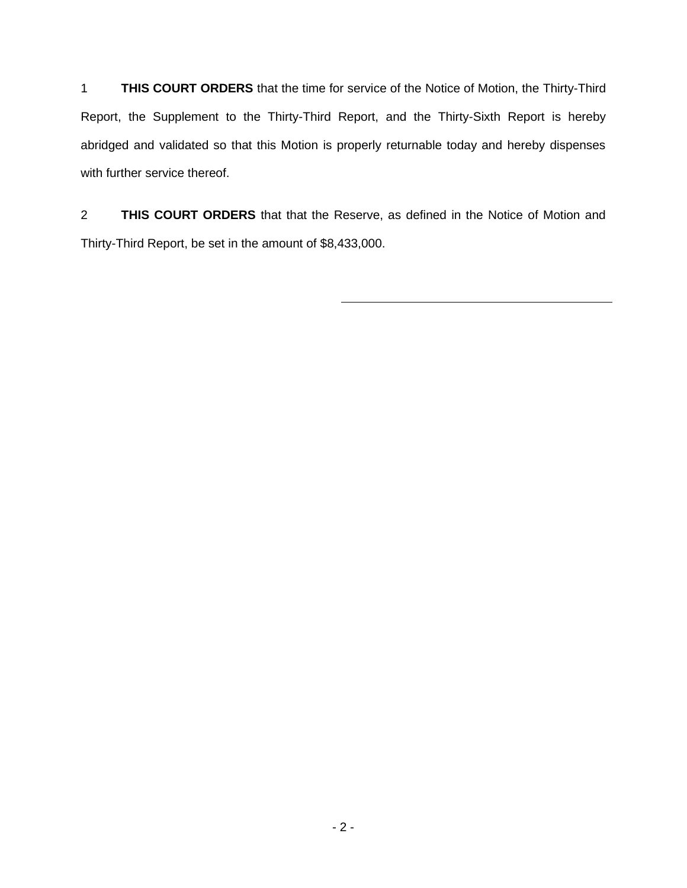1 **THIS COURT ORDERS** that the time for service of the Notice of Motion, the Thirty-Third Report, the Supplement to the Thirty-Third Report, and the Thirty-Sixth Report is hereby abridged and validated so that this Motion is properly returnable today and hereby dispenses with further service thereof.

2 **THIS COURT ORDERS** that that the Reserve, as defined in the Notice of Motion and Thirty-Third Report, be set in the amount of $8,433,000.

\_\_\_\_\_\_\_\_\_\_\_\_\_\_\_\_\_\_\_\_\_\_\_\_\_\_\_\_\_\_\_\_\_\_\_\_\_\_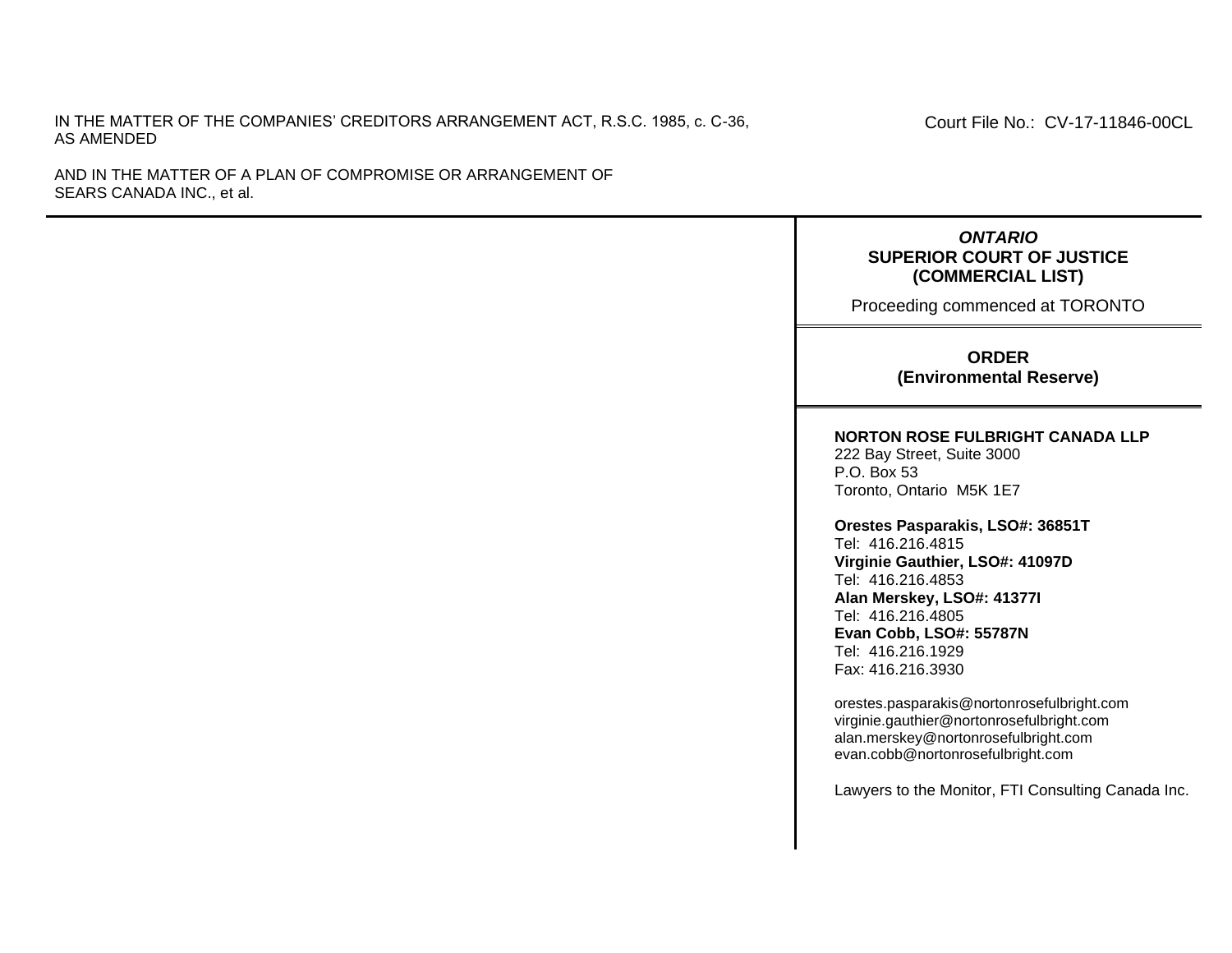IN THE MATTER OF THE COMPANIES' CREDITORS ARRANGEMENT ACT, R.S.C. 1985, c. C-36, AS AMENDED

Court File No.: CV-17-11846-00CL

AND IN THE MATTER OF A PLAN OF COMPROMISE OR ARRANGEMENT OF SEARS CANADA INC., et al.

***ONTARIO***
**SUPERIOR COURT OF JUSTICE**
**(COMMERCIAL LIST)**

Proceeding commenced at TORONTO

**ORDER**
**(Environmental Reserve)**

**NORTON ROSE FULBRIGHT CANADA LLP**
222 Bay Street, Suite 3000
P.O. Box 53
Toronto, Ontario M5K 1E7

**Orestes Pasparakis, LSO#: 36851T**
Tel: 416.216.4815
**Virginie Gauthier, LSO#: 41097D**
Tel: 416.216.4853
**Alan Merskey, LSO#: 41377I**
Tel: 416.216.4805
**Evan Cobb, LSO#: 55787N**
Tel: 416.216.1929
Fax: 416.216.3930

orestes.pasparakis@nortonrosefulbright.com
virginie.gauthier@nortonrosefulbright.com
alan.merskey@nortonrosefulbright.com
evan.cobb@nortonrosefulbright.com

Lawyers to the Monitor, FTI Consulting Canada Inc.